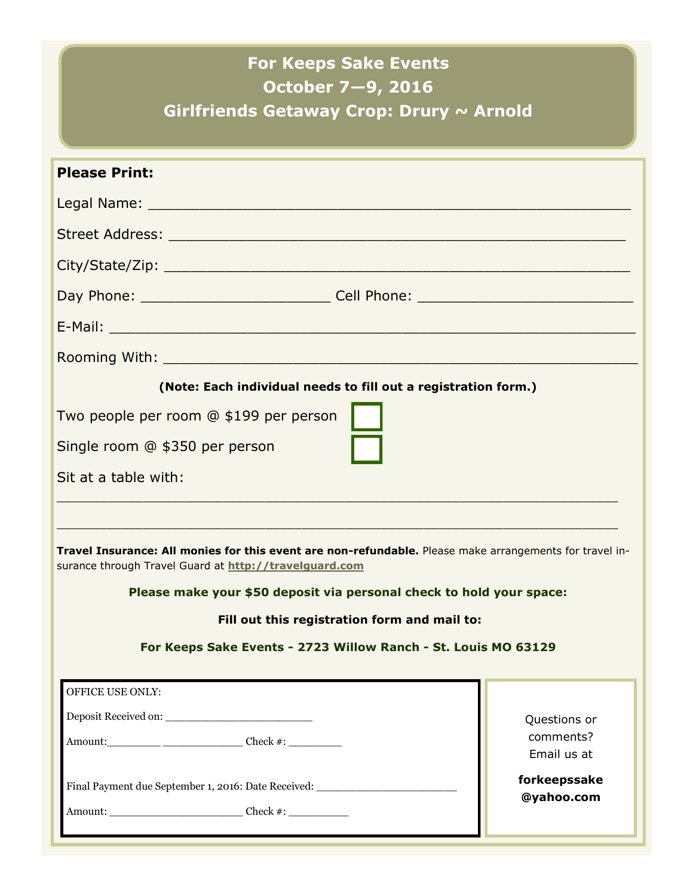# For Keeps Sake Events
# October 7—9, 2016
# Girlfriends Getaway Crop: Drury ~ Arnold

**Please Print:**

Legal Name: ____________________________________________

Street Address: __________________________________________

City/State/Zip: ___________________________________________

Day Phone: ____________________ Cell Phone: ______________________

E-Mail: _________________________________________________

Rooming With: ___________________________________________

**(Note: Each individual needs to fill out a registration form.)**

Two people per room @ $199 per person ☐

Single room @ $350 per person ☐

Sit at a table with:

____________________________________________________________

____________________________________________________________

**Travel Insurance: All monies for this event are non-refundable.** Please make arrangements for travel insurance through Travel Guard at **http://travelguard.com**

**Please make your $50 deposit via personal check to hold your space:**

**Fill out this registration form and mail to:**

**For Keeps Sake Events - 2723 Willow Ranch - St. Louis MO 63129**

OFFICE USE ONLY:

Deposit Received on: ______________________

Amount:________ ____________ Check #: ________

Final Payment due September 1, 2016: Date Received: ____________________

Amount: ____________________ Check #: _________

Questions or comments? Email us at

**forkeepssake@yahoo.com**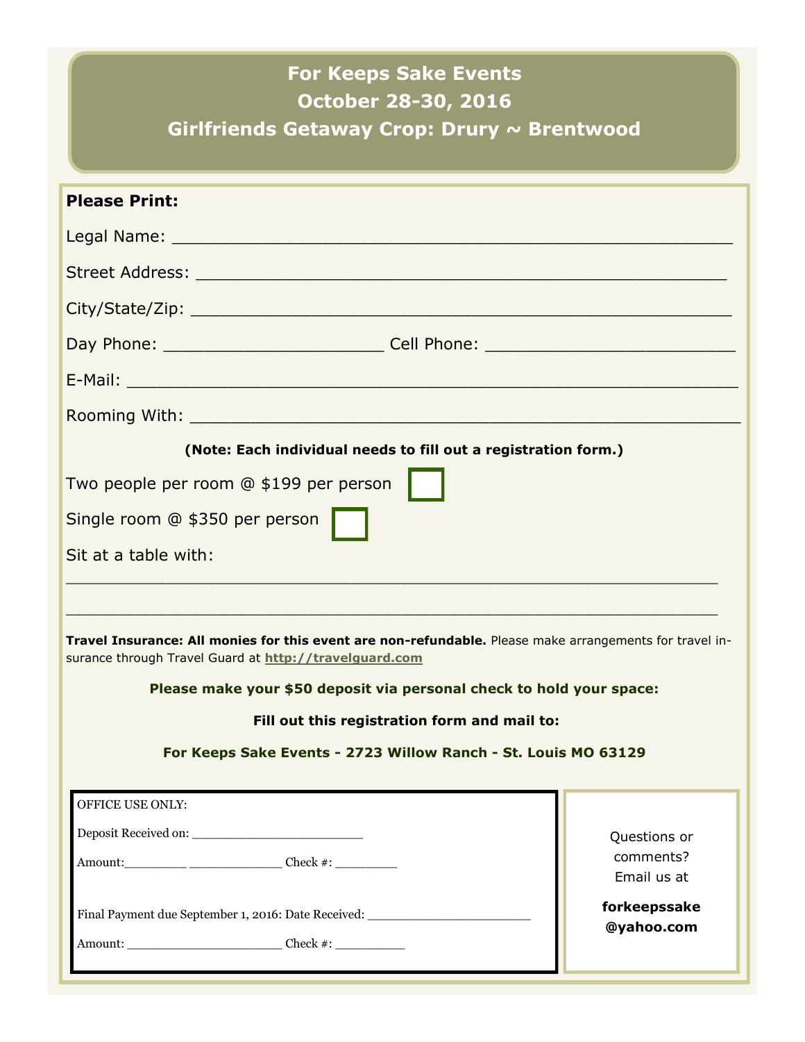# For Keeps Sake Events
## October 28-30, 2016
## Girlfriends Getaway Crop: Drury ~ Brentwood

**Please Print:**

Legal Name: ______________________________________________

Street Address: ____________________________________________

City/State/Zip: ____________________________________________

Day Phone: ____________________ Cell Phone: ______________________

E-Mail: __________________________________________________

Rooming With: _____________________________________________

**(Note: Each individual needs to fill out a registration form.)**

Two people per room @ $199 per person ☐

Single room @ $350 per person ☐

Sit at a table with:

____________________________________________________________

____________________________________________________________

**Travel Insurance: All monies for this event are non-refundable.** Please make arrangements for travel insurance through Travel Guard at **http://travelguard.com**

**Please make your $50 deposit via personal check to hold your space:**

**Fill out this registration form and mail to:**

**For Keeps Sake Events - 2723 Willow Ranch - St. Louis MO 63129**

OFFICE USE ONLY:

Deposit Received on: ______________________

Amount:________ ____________ Check #: ________

Final Payment due September 1, 2016: Date Received: ____________________

Amount: ____________________ Check #: _________

Questions or comments? Email us at

**forkeepssake@yahoo.com**